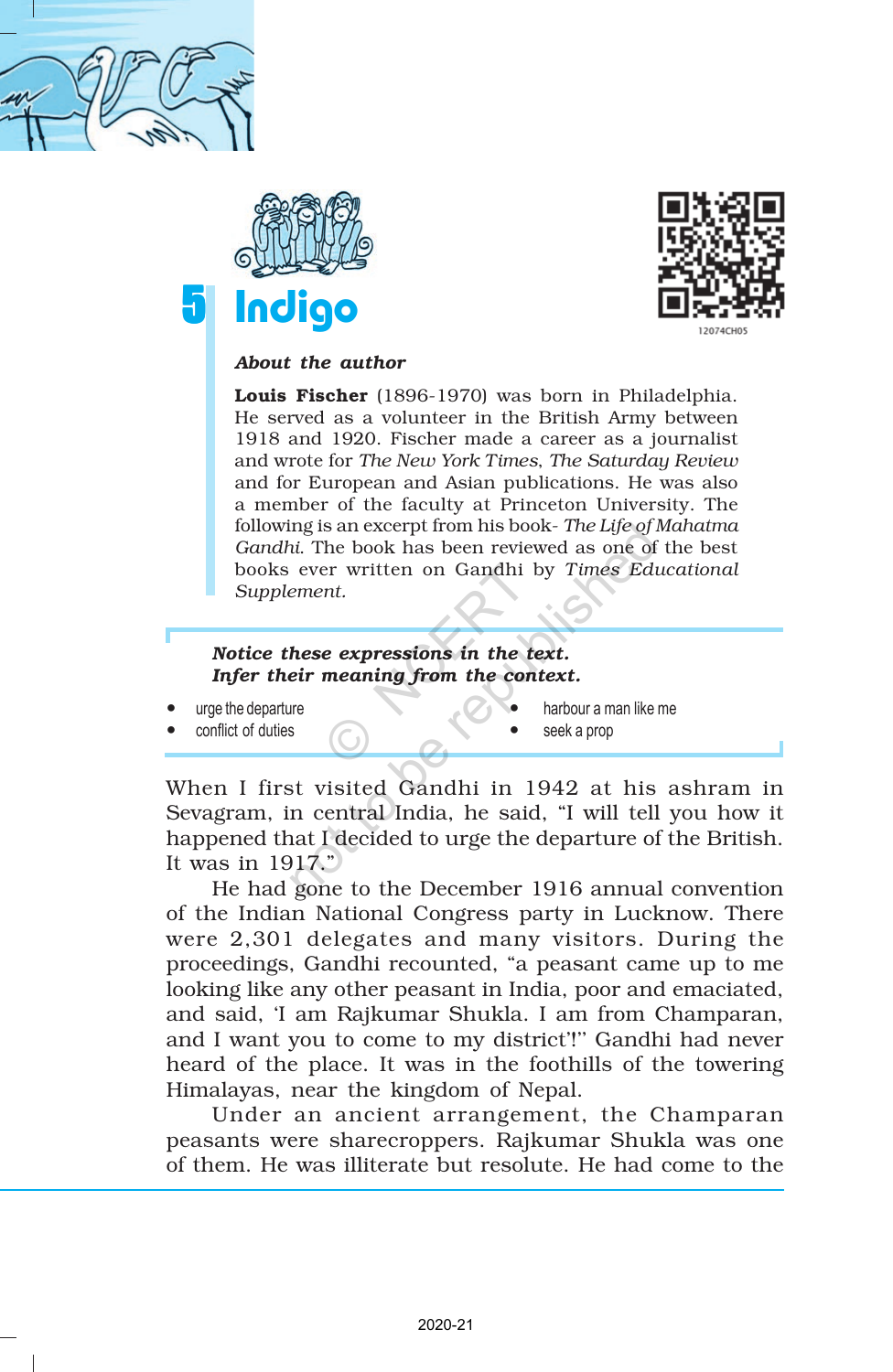# 5 Indigo

***About the author***

**Louis Fischer** (1896-1970) was born in Philadelphia. He served as a volunteer in the British Army between 1918 and 1920. Fischer made a career as a journalist and wrote for *The New York Times*, *The Saturday Review* and for European and Asian publications. He was also a member of the faculty at Princeton University. The following is an excerpt from his book- *The Life of Mahatma Gandhi*. The book has been reviewed as one of the best books ever written on Gandhi by *Times Educational Supplement.*

***Notice these expressions in the text.***
***Infer their meaning from the context.***

- urge the departure
- conflict of duties
- harbour a man like me
- seek a prop

When I first visited Gandhi in 1942 at his ashram in Sevagram, in central India, he said, "I will tell you how it happened that I decided to urge the departure of the British. It was in 1917."

He had gone to the December 1916 annual convention of the Indian National Congress party in Lucknow. There were 2,301 delegates and many visitors. During the proceedings, Gandhi recounted, "a peasant came up to me looking like any other peasant in India, poor and emaciated, and said, 'I am Rajkumar Shukla. I am from Champaran, and I want you to come to my district'!" Gandhi had never heard of the place. It was in the foothills of the towering Himalayas, near the kingdom of Nepal.

Under an ancient arrangement, the Champaran peasants were sharecroppers. Rajkumar Shukla was one of them. He was illiterate but resolute. He had come to the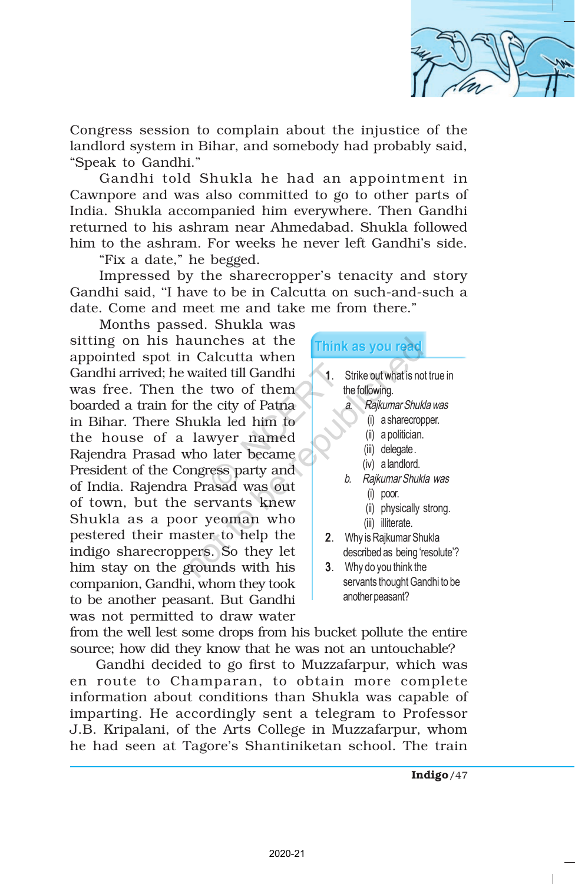Congress session to complain about the injustice of the landlord system in Bihar, and somebody had probably said, "Speak to Gandhi."

Gandhi told Shukla he had an appointment in Cawnpore and was also committed to go to other parts of India. Shukla accompanied him everywhere. Then Gandhi returned to his ashram near Ahmedabad. Shukla followed him to the ashram. For weeks he never left Gandhi's side.

"Fix a date," he begged.

Impressed by the sharecropper's tenacity and story Gandhi said, "I have to be in Calcutta on such-and-such a date. Come and meet me and take me from there."

Months passed. Shukla was sitting on his haunches at the appointed spot in Calcutta when Gandhi arrived; he waited till Gandhi was free. Then the two of them boarded a train for the city of Patna in Bihar. There Shukla led him to the house of a lawyer named Rajendra Prasad who later became President of the Congress party and of India. Rajendra Prasad was out of town, but the servants knew Shukla as a poor yeoman who pestered their master to help the indigo sharecroppers. So they let him stay on the grounds with his companion, Gandhi, whom they took to be another peasant. But Gandhi was not permitted to draw water from the well lest some drops from his bucket pollute the entire source; how did they know that he was not an untouchable?

### Think as you read

1. Strike out what is not true in the following.
   a. *Rajkumar Shukla was*
      (i) a sharecropper.
      (ii) a politician.
      (iii) delegate.
      (iv) a landlord.
   b. *Rajkumar Shukla was*
      (i) poor.
      (ii) physically strong.
      (iii) illiterate.
2. Why is Rajkumar Shukla described as being 'resolute'?
3. Why do you think the servants thought Gandhi to be another peasant?

Gandhi decided to go first to Muzzafarpur, which was en route to Champaran, to obtain more complete information about conditions than Shukla was capable of imparting. He accordingly sent a telegram to Professor J.B. Kripalani, of the Arts College in Muzzafarpur, whom he had seen at Tagore's Shantiniketan school. The train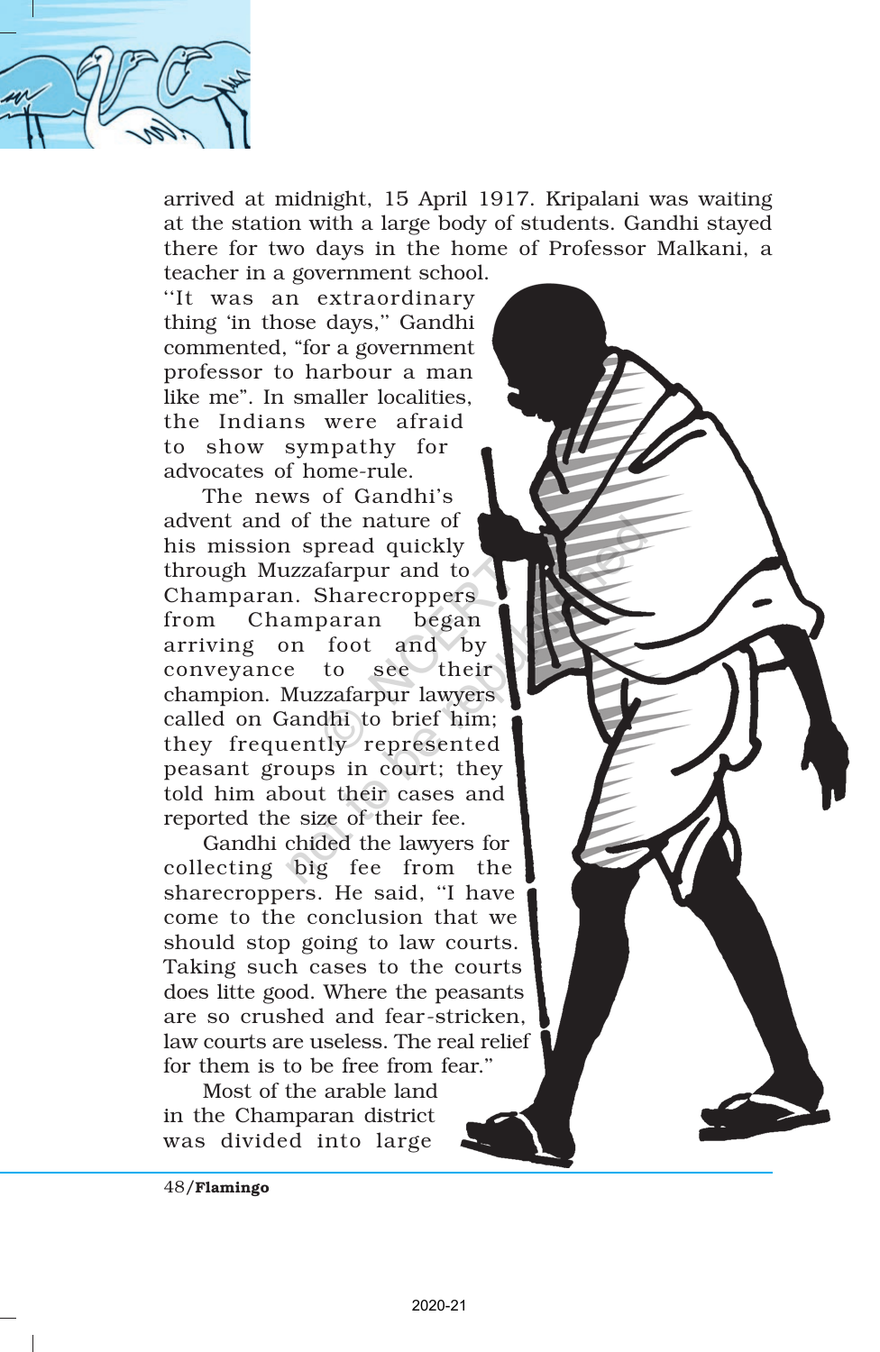arrived at midnight, 15 April 1917. Kripalani was waiting at the station with a large body of students. Gandhi stayed there for two days in the home of Professor Malkani, a teacher in a government school.

"It was an extraordinary thing 'in those days," Gandhi commented, "for a government professor to harbour a man like me". In smaller localities, the Indians were afraid to show sympathy for advocates of home-rule.

The news of Gandhi's advent and of the nature of his mission spread quickly through Muzzafarpur and to Champaran. Sharecroppers from Champaran began arriving on foot and by conveyance to see their champion. Muzzafarpur lawyers called on Gandhi to brief him; they frequently represented peasant groups in court; they told him about their cases and reported the size of their fee.

Gandhi chided the lawyers for collecting big fee from the sharecroppers. He said, "I have come to the conclusion that we should stop going to law courts. Taking such cases to the courts does litte good. Where the peasants are so crushed and fear-stricken, law courts are useless. The real relief for them is to be free from fear."

Most of the arable land in the Champaran district was divided into large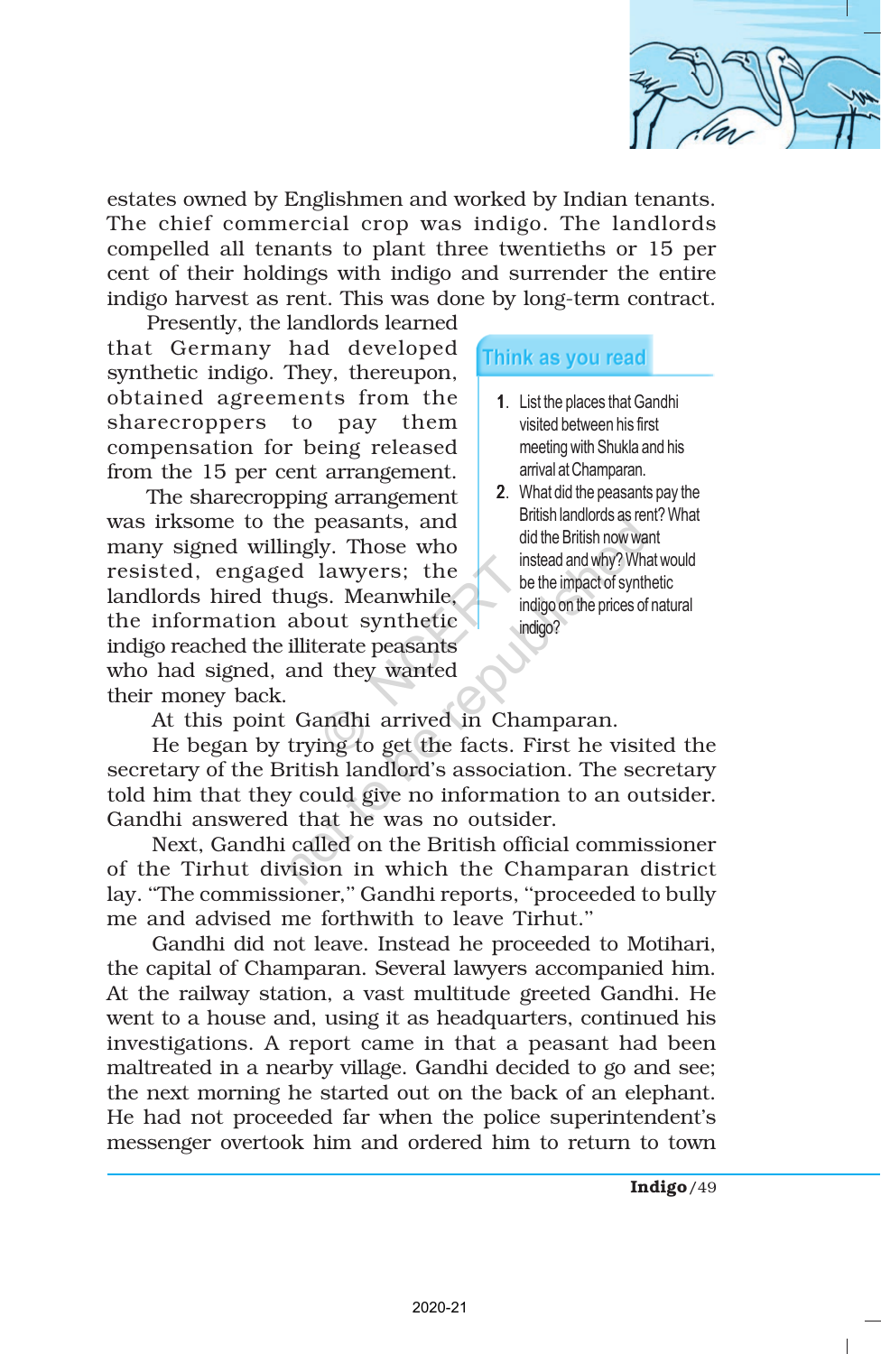estates owned by Englishmen and worked by Indian tenants. The chief commercial crop was indigo. The landlords compelled all tenants to plant three twentieths or 15 per cent of their holdings with indigo and surrender the entire indigo harvest as rent. This was done by long-term contract.

Presently, the landlords learned that Germany had developed synthetic indigo. They, thereupon, obtained agreements from the sharecroppers to pay them compensation for being released from the 15 per cent arrangement.

The sharecropping arrangement was irksome to the peasants, and many signed willingly. Those who resisted, engaged lawyers; the landlords hired thugs. Meanwhile, the information about synthetic indigo reached the illiterate peasants who had signed, and they wanted their money back.

**Think as you read**

1. List the places that Gandhi visited between his first meeting with Shukla and his arrival at Champaran.
2. What did the peasants pay the British landlords as rent? What did the British now want instead and why? What would be the impact of synthetic indigo on the prices of natural indigo?

At this point Gandhi arrived in Champaran.

He began by trying to get the facts. First he visited the secretary of the British landlord's association. The secretary told him that they could give no information to an outsider. Gandhi answered that he was no outsider.

Next, Gandhi called on the British official commissioner of the Tirhut division in which the Champaran district lay. "The commissioner," Gandhi reports, "proceeded to bully me and advised me forthwith to leave Tirhut."

Gandhi did not leave. Instead he proceeded to Motihari, the capital of Champaran. Several lawyers accompanied him. At the railway station, a vast multitude greeted Gandhi. He went to a house and, using it as headquarters, continued his investigations. A report came in that a peasant had been maltreated in a nearby village. Gandhi decided to go and see; the next morning he started out on the back of an elephant. He had not proceeded far when the police superintendent's messenger overtook him and ordered him to return to town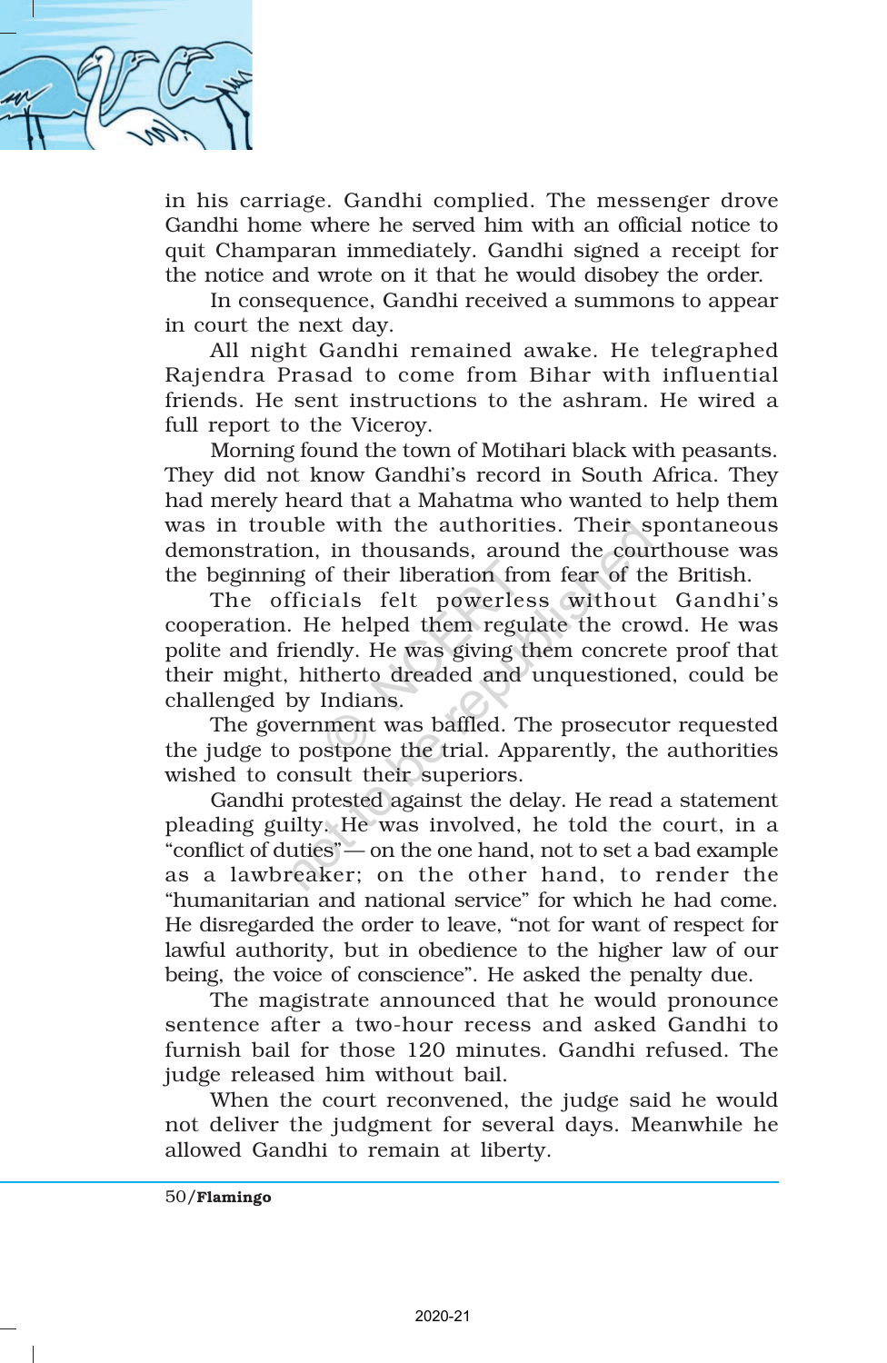in his carriage. Gandhi complied. The messenger drove Gandhi home where he served him with an official notice to quit Champaran immediately. Gandhi signed a receipt for the notice and wrote on it that he would disobey the order.

In consequence, Gandhi received a summons to appear in court the next day.

All night Gandhi remained awake. He telegraphed Rajendra Prasad to come from Bihar with influential friends. He sent instructions to the ashram. He wired a full report to the Viceroy.

Morning found the town of Motihari black with peasants. They did not know Gandhi's record in South Africa. They had merely heard that a Mahatma who wanted to help them was in trouble with the authorities. Their spontaneous demonstration, in thousands, around the courthouse was the beginning of their liberation from fear of the British.

The officials felt powerless without Gandhi's cooperation. He helped them regulate the crowd. He was polite and friendly. He was giving them concrete proof that their might, hitherto dreaded and unquestioned, could be challenged by Indians.

The government was baffled. The prosecutor requested the judge to postpone the trial. Apparently, the authorities wished to consult their superiors.

Gandhi protested against the delay. He read a statement pleading guilty. He was involved, he told the court, in a "conflict of duties" — on the one hand, not to set a bad example as a lawbreaker; on the other hand, to render the "humanitarian and national service" for which he had come. He disregarded the order to leave, "not for want of respect for lawful authority, but in obedience to the higher law of our being, the voice of conscience". He asked the penalty due.

The magistrate announced that he would pronounce sentence after a two-hour recess and asked Gandhi to furnish bail for those 120 minutes. Gandhi refused. The judge released him without bail.

When the court reconvened, the judge said he would not deliver the judgment for several days. Meanwhile he allowed Gandhi to remain at liberty.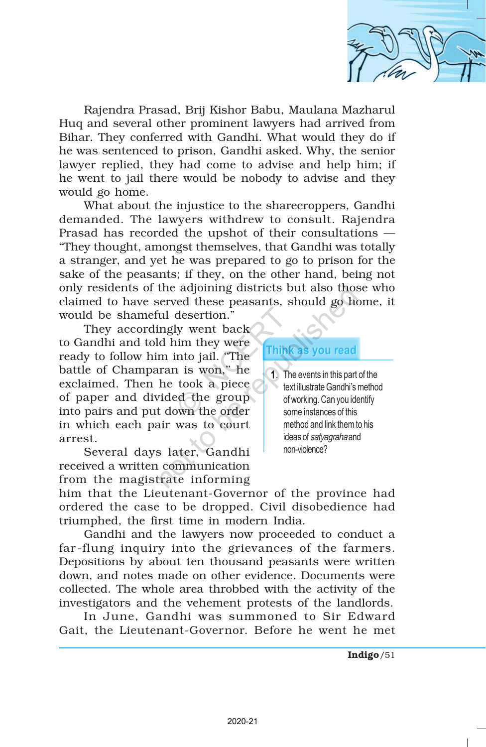Rajendra Prasad, Brij Kishor Babu, Maulana Mazharul Huq and several other prominent lawyers had arrived from Bihar. They conferred with Gandhi. What would they do if he was sentenced to prison, Gandhi asked. Why, the senior lawyer replied, they had come to advise and help him; if he went to jail there would be nobody to advise and they would go home.

What about the injustice to the sharecroppers, Gandhi demanded. The lawyers withdrew to consult. Rajendra Prasad has recorded the upshot of their consultations — "They thought, amongst themselves, that Gandhi was totally a stranger, and yet he was prepared to go to prison for the sake of the peasants; if they, on the other hand, being not only residents of the adjoining districts but also those who claimed to have served these peasants, should go home, it would be shameful desertion."

They accordingly went back to Gandhi and told him they were ready to follow him into jail. "The battle of Champaran is won," he exclaimed. Then he took a piece of paper and divided the group into pairs and put down the order in which each pair was to court arrest.

Several days later, Gandhi received a written communication from the magistrate informing him that the Lieutenant-Governor of the province had ordered the case to be dropped. Civil disobedience had triumphed, the first time in modern India.

Gandhi and the lawyers now proceeded to conduct a far-flung inquiry into the grievances of the farmers. Depositions by about ten thousand peasants were written down, and notes made on other evidence. Documents were collected. The whole area throbbed with the activity of the investigators and the vehement protests of the landlords.

In June, Gandhi was summoned to Sir Edward Gait, the Lieutenant-Governor. Before he went he met

**Think as you read**

1. The events in this part of the text illustrate Gandhi's method of working. Can you identify some instances of this method and link them to his ideas of *satyagraha* and non-violence?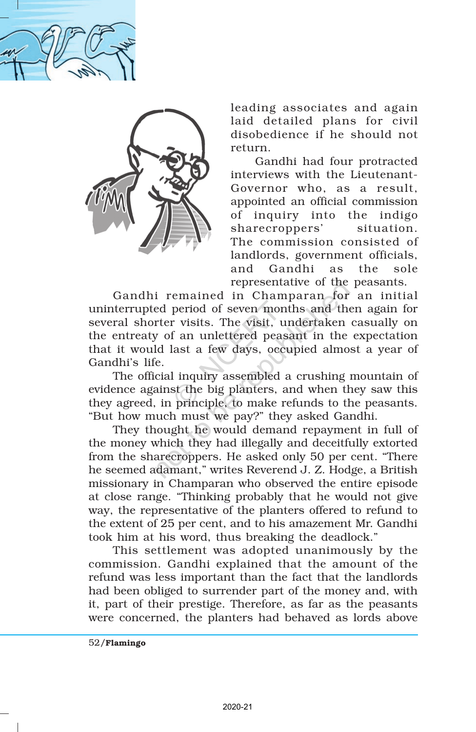leading associates and again laid detailed plans for civil disobedience if he should not return.

Gandhi had four protracted interviews with the Lieutenant-Governor who, as a result, appointed an official commission of inquiry into the indigo sharecroppers' situation. The commission consisted of landlords, government officials, and Gandhi as the sole representative of the peasants.

Gandhi remained in Champaran for an initial uninterrupted period of seven months and then again for several shorter visits. The visit, undertaken casually on the entreaty of an unlettered peasant in the expectation that it would last a few days, occupied almost a year of Gandhi's life.

The official inquiry assembled a crushing mountain of evidence against the big planters, and when they saw this they agreed, in principle, to make refunds to the peasants. "But how much must we pay?" they asked Gandhi.

They thought he would demand repayment in full of the money which they had illegally and deceitfully extorted from the sharecroppers. He asked only 50 per cent. "There he seemed adamant," writes Reverend J. Z. Hodge, a British missionary in Champaran who observed the entire episode at close range. "Thinking probably that he would not give way, the representative of the planters offered to refund to the extent of 25 per cent, and to his amazement Mr. Gandhi took him at his word, thus breaking the deadlock."

This settlement was adopted unanimously by the commission. Gandhi explained that the amount of the refund was less important than the fact that the landlords had been obliged to surrender part of the money and, with it, part of their prestige. Therefore, as far as the peasants were concerned, the planters had behaved as lords above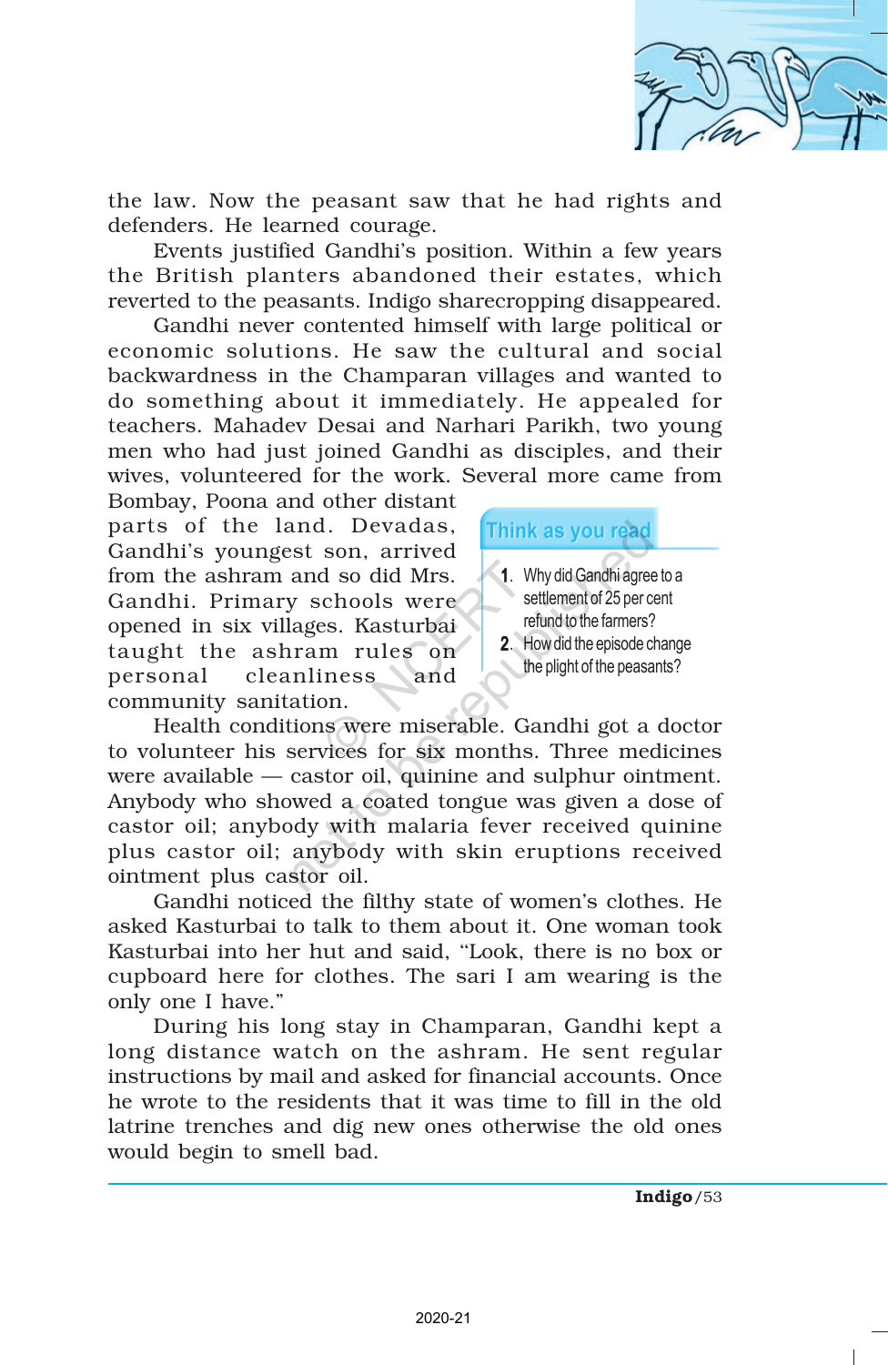the law. Now the peasant saw that he had rights and defenders. He learned courage.

Events justified Gandhi's position. Within a few years the British planters abandoned their estates, which reverted to the peasants. Indigo sharecropping disappeared.

Gandhi never contented himself with large political or economic solutions. He saw the cultural and social backwardness in the Champaran villages and wanted to do something about it immediately. He appealed for teachers. Mahadev Desai and Narhari Parikh, two young men who had just joined Gandhi as disciples, and their wives, volunteered for the work. Several more came from Bombay, Poona and other distant parts of the land. Devadas, Gandhi's youngest son, arrived from the ashram and so did Mrs. Gandhi. Primary schools were opened in six villages. Kasturbai taught the ashram rules on personal cleanliness and community sanitation.

**Think as you read**

1. Why did Gandhi agree to a settlement of 25 per cent refund to the farmers?
2. How did the episode change the plight of the peasants?

Health conditions were miserable. Gandhi got a doctor to volunteer his services for six months. Three medicines were available — castor oil, quinine and sulphur ointment. Anybody who showed a coated tongue was given a dose of castor oil; anybody with malaria fever received quinine plus castor oil; anybody with skin eruptions received ointment plus castor oil.

Gandhi noticed the filthy state of women's clothes. He asked Kasturbai to talk to them about it. One woman took Kasturbai into her hut and said, "Look, there is no box or cupboard here for clothes. The sari I am wearing is the only one I have."

During his long stay in Champaran, Gandhi kept a long distance watch on the ashram. He sent regular instructions by mail and asked for financial accounts. Once he wrote to the residents that it was time to fill in the old latrine trenches and dig new ones otherwise the old ones would begin to smell bad.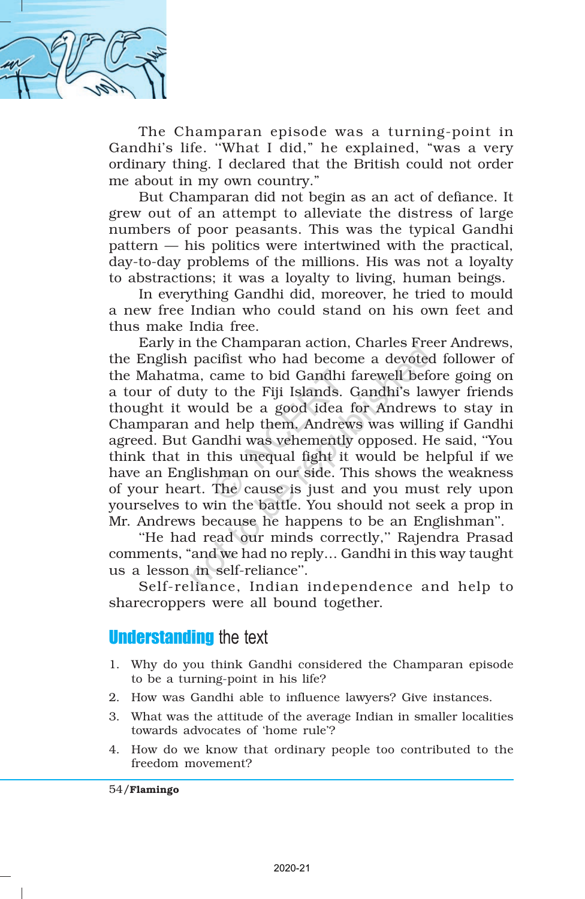The Champaran episode was a turning-point in Gandhi's life. "What I did," he explained, "was a very ordinary thing. I declared that the British could not order me about in my own country."

But Champaran did not begin as an act of defiance. It grew out of an attempt to alleviate the distress of large numbers of poor peasants. This was the typical Gandhi pattern — his politics were intertwined with the practical, day-to-day problems of the millions. His was not a loyalty to abstractions; it was a loyalty to living, human beings.

In everything Gandhi did, moreover, he tried to mould a new free Indian who could stand on his own feet and thus make India free.

Early in the Champaran action, Charles Freer Andrews, the English pacifist who had become a devoted follower of the Mahatma, came to bid Gandhi farewell before going on a tour of duty to the Fiji Islands. Gandhi's lawyer friends thought it would be a good idea for Andrews to stay in Champaran and help them. Andrews was willing if Gandhi agreed. But Gandhi was vehemently opposed. He said, "You think that in this unequal fight it would be helpful if we have an Englishman on our side. This shows the weakness of your heart. The cause is just and you must rely upon yourselves to win the battle. You should not seek a prop in Mr. Andrews because he happens to be an Englishman".

"He had read our minds correctly," Rajendra Prasad comments, "and we had no reply... Gandhi in this way taught us a lesson in self-reliance".

Self-reliance, Indian independence and help to sharecroppers were all bound together.

## **Understanding** the text

1. Why do you think Gandhi considered the Champaran episode to be a turning-point in his life?
2. How was Gandhi able to influence lawyers? Give instances.
3. What was the attitude of the average Indian in smaller localities towards advocates of 'home rule'?
4. How do we know that ordinary people too contributed to the freedom movement?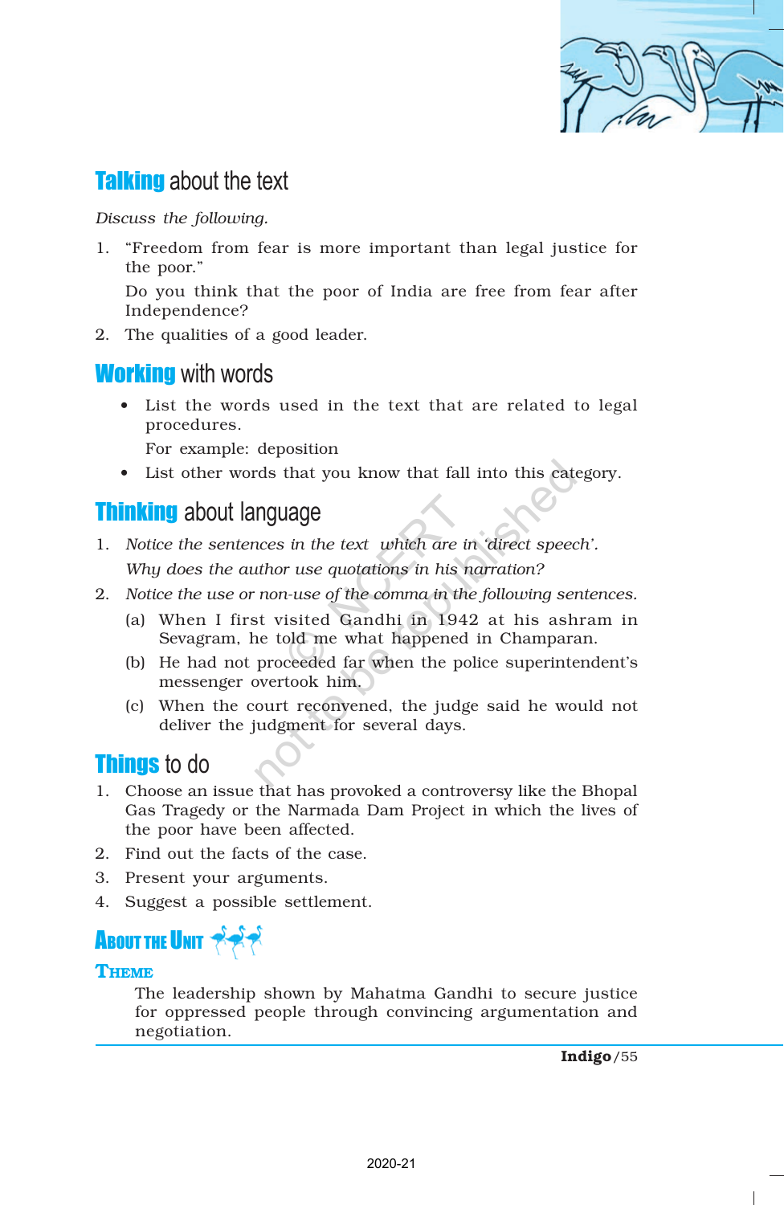## Talking about the text

*Discuss the following.*

1. "Freedom from fear is more important than legal justice for the poor."

   Do you think that the poor of India are free from fear after Independence?

2. The qualities of a good leader.

## Working with words

- List the words used in the text that are related to legal procedures.

  For example: deposition

- List other words that you know that fall into this category.

## Thinking about language

1. *Notice the sentences in the text which are in 'direct speech'. Why does the author use quotations in his narration?*
2. *Notice the use or non-use of the comma in the following sentences.*
   (a) When I first visited Gandhi in 1942 at his ashram in Sevagram, he told me what happened in Champaran.
   (b) He had not proceeded far when the police superintendent's messenger overtook him.
   (c) When the court reconvened, the judge said he would not deliver the judgment for several days.

## Things to do

1. Choose an issue that has provoked a controversy like the Bhopal Gas Tragedy or the Narmada Dam Project in which the lives of the poor have been affected.
2. Find out the facts of the case.
3. Present your arguments.
4. Suggest a possible settlement.

## About the Unit

### Theme

The leadership shown by Mahatma Gandhi to secure justice for oppressed people through convincing argumentation and negotiation.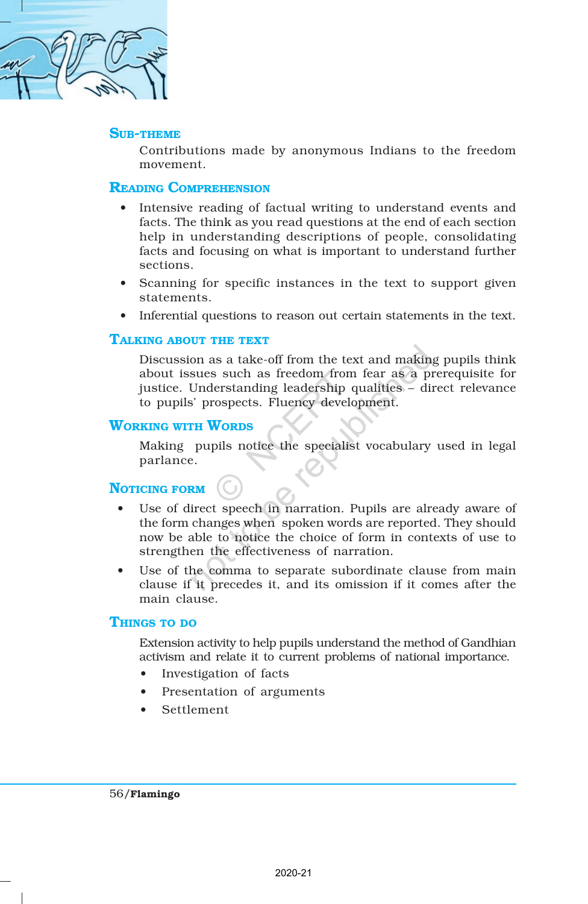## Sub-theme

Contributions made by anonymous Indians to the freedom movement.

## Reading Comprehension

- Intensive reading of factual writing to understand events and facts. The think as you read questions at the end of each section help in understanding descriptions of people, consolidating facts and focusing on what is important to understand further sections.
- Scanning for specific instances in the text to support given statements.
- Inferential questions to reason out certain statements in the text.

## Talking about the text

Discussion as a take-off from the text and making pupils think about issues such as freedom from fear as a prerequisite for justice. Understanding leadership qualities – direct relevance to pupils' prospects. Fluency development.

## Working with Words

Making pupils notice the specialist vocabulary used in legal parlance.

## Noticing form

- Use of direct speech in narration. Pupils are already aware of the form changes when spoken words are reported. They should now be able to notice the choice of form in contexts of use to strengthen the effectiveness of narration.
- Use of the comma to separate subordinate clause from main clause if it precedes it, and its omission if it comes after the main clause.

## Things to do

Extension activity to help pupils understand the method of Gandhian activism and relate it to current problems of national importance.

- Investigation of facts
- Presentation of arguments
- Settlement